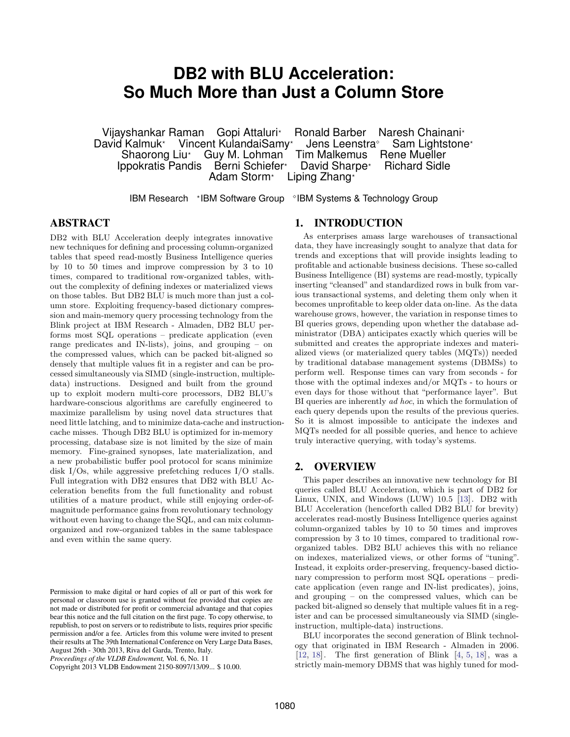# DB2 with BLU Acceleration: So Much More than Just a Column Store

Vijayshankar Raman Gopi Attaluri[*] Ronald Barber Naresh Chainani[*] David Kalmuk[*] Vincent KulandaiSamy[*] Jens Leenstra[◇] Sam Lightstone[*] Shaorong Liu[*] Guy M. Lohman Tim Malkemus Rene Mueller Ippokratis Pandis Berni Schiefer[*] David Sharpe[*] Richard Sidle Adam Storm[*] Liping Zhang[*]

IBM Research [*]IBM Software Group [◇]IBM Systems & Technology Group

## ABSTRACT

DB2 with BLU Acceleration deeply integrates innovative new techniques for defining and processing column-organized tables that speed read-mostly Business Intelligence queries by 10 to 50 times and improve compression by 3 to 10 times, compared to traditional row-organized tables, without the complexity of defining indexes or materialized views on those tables. But DB2 BLU is much more than just a column store. Exploiting frequency-based dictionary compression and main-memory query processing technology from the Blink project at IBM Research - Almaden, DB2 BLU performs most SQL operations – predicate application (even range predicates and IN-lists), joins, and grouping – on the compressed values, which can be packed bit-aligned so densely that multiple values fit in a register and can be processed simultaneously via SIMD (single-instruction, multiple-data) instructions. Designed and built from the ground up to exploit modern multi-core processors, DB2 BLU's hardware-conscious algorithms are carefully engineered to maximize parallelism by using novel data structures that need little latching, and to minimize data-cache and instruction-cache misses. Though DB2 BLU is optimized for in-memory processing, database size is not limited by the size of main memory. Fine-grained synopses, late materialization, and a new probabilistic buffer pool protocol for scans minimize disk I/Os, while aggressive prefetching reduces I/O stalls. Full integration with DB2 ensures that DB2 with BLU Acceleration benefits from the full functionality and robust utilities of a mature product, while still enjoying order-of-magnitude performance gains from revolutionary technology without even having to change the SQL, and can mix column-organized and row-organized tables in the same tablespace and even within the same query.

Permission to make digital or hard copies of all or part of this work for personal or classroom use is granted without fee provided that copies are not made or distributed for profit or commercial advantage and that copies bear this notice and the full citation on the first page. To copy otherwise, to republish, to post on servers or to redistribute to lists, requires prior specific permission and/or a fee. Articles from this volume were invited to present their results at The 39th International Conference on Very Large Data Bases, August 26th - 30th 2013, Riva del Garda, Trento, Italy.
*Proceedings of the VLDB Endowment,* Vol. 6, No. 11
Copyright 2013 VLDB Endowment 2150-8097/13/09... $ 10.00.

## 1. INTRODUCTION

As enterprises amass large warehouses of transactional data, they have increasingly sought to analyze that data for trends and exceptions that will provide insights leading to profitable and actionable business decisions. These so-called Business Intelligence (BI) systems are read-mostly, typically inserting "cleansed" and standardized rows in bulk from various transactional systems, and deleting them only when it becomes unprofitable to keep older data on-line. As the data warehouse grows, however, the variation in response times to BI queries grows, depending upon whether the database administrator (DBA) anticipates exactly which queries will be submitted and creates the appropriate indexes and materialized views (or materialized query tables (MQTs)) needed by traditional database management systems (DBMSs) to perform well. Response times can vary from seconds - for those with the optimal indexes and/or MQTs - to hours or even days for those without that "performance layer". But BI queries are inherently *ad hoc*, in which the formulation of each query depends upon the results of the previous queries. So it is almost impossible to anticipate the indexes and MQTs needed for all possible queries, and hence to achieve truly interactive querying, with today's systems.

## 2. OVERVIEW

This paper describes an innovative new technology for BI queries called BLU Acceleration, which is part of DB2 for Linux, UNIX, and Windows (LUW) 10.5 [13]. DB2 with BLU Acceleration (henceforth called DB2 BLU for brevity) accelerates read-mostly Business Intelligence queries against column-organized tables by 10 to 50 times and improves compression by 3 to 10 times, compared to traditional row-organized tables. DB2 BLU achieves this with no reliance on indexes, materialized views, or other forms of "tuning". Instead, it exploits order-preserving, frequency-based dictionary compression to perform most SQL operations – predicate application (even range and IN-list predicates), joins, and grouping – on the compressed values, which can be packed bit-aligned so densely that multiple values fit in a register and can be processed simultaneously via SIMD (single-instruction, multiple-data) instructions.

BLU incorporates the second generation of Blink technology that originated in IBM Research - Almaden in 2006. [12, 18]. The first generation of Blink [4, 5, 18], was a strictly main-memory DBMS that was highly tuned for mod-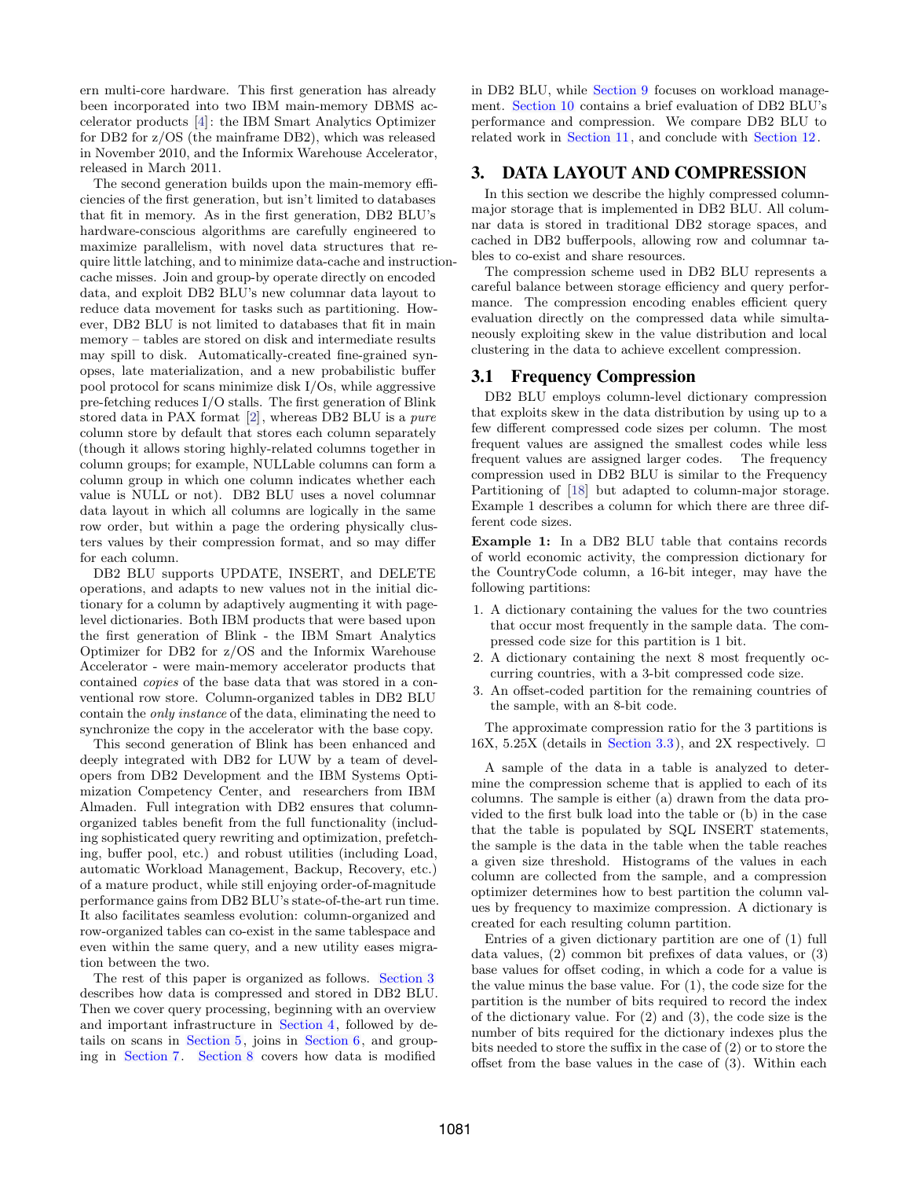ern multi-core hardware. This first generation has already been incorporated into two IBM main-memory DBMS accelerator products [4]: the IBM Smart Analytics Optimizer for DB2 for z/OS (the mainframe DB2), which was released in November 2010, and the Informix Warehouse Accelerator, released in March 2011.

The second generation builds upon the main-memory efficiencies of the first generation, but isn't limited to databases that fit in memory. As in the first generation, DB2 BLU's hardware-conscious algorithms are carefully engineered to maximize parallelism, with novel data structures that require little latching, and to minimize data-cache and instruction-cache misses. Join and group-by operate directly on encoded data, and exploit DB2 BLU's new columnar data layout to reduce data movement for tasks such as partitioning. However, DB2 BLU is not limited to databases that fit in main memory – tables are stored on disk and intermediate results may spill to disk. Automatically-created fine-grained synopses, late materialization, and a new probabilistic buffer pool protocol for scans minimize disk I/Os, while aggressive pre-fetching reduces I/O stalls. The first generation of Blink stored data in PAX format [2], whereas DB2 BLU is a *pure* column store by default that stores each column separately (though it allows storing highly-related columns together in column groups; for example, NULLable columns can form a column group in which one column indicates whether each value is NULL or not). DB2 BLU uses a novel columnar data layout in which all columns are logically in the same row order, but within a page the ordering physically clusters values by their compression format, and so may differ for each column.

DB2 BLU supports UPDATE, INSERT, and DELETE operations, and adapts to new values not in the initial dictionary for a column by adaptively augmenting it with page-level dictionaries. Both IBM products that were based upon the first generation of Blink - the IBM Smart Analytics Optimizer for DB2 for z/OS and the Informix Warehouse Accelerator - were main-memory accelerator products that contained *copies* of the base data that was stored in a conventional row store. Column-organized tables in DB2 BLU contain the *only instance* of the data, eliminating the need to synchronize the copy in the accelerator with the base copy.

This second generation of Blink has been enhanced and deeply integrated with DB2 for LUW by a team of developers from DB2 Development and the IBM Systems Optimization Competency Center, and researchers from IBM Almaden. Full integration with DB2 ensures that column-organized tables benefit from the full functionality (including sophisticated query rewriting and optimization, prefetching, buffer pool, etc.) and robust utilities (including Load, automatic Workload Management, Backup, Recovery, etc.) of a mature product, while still enjoying order-of-magnitude performance gains from DB2 BLU's state-of-the-art run time. It also facilitates seamless evolution: column-organized and row-organized tables can co-exist in the same tablespace and even within the same query, and a new utility eases migration between the two.

The rest of this paper is organized as follows. Section 3 describes how data is compressed and stored in DB2 BLU. Then we cover query processing, beginning with an overview and important infrastructure in Section 4, followed by details on scans in Section 5, joins in Section 6, and grouping in Section 7. Section 8 covers how data is modified in DB2 BLU, while Section 9 focuses on workload management. Section 10 contains a brief evaluation of DB2 BLU's performance and compression. We compare DB2 BLU to related work in Section 11, and conclude with Section 12.

## 3. DATA LAYOUT AND COMPRESSION

In this section we describe the highly compressed column-major storage that is implemented in DB2 BLU. All columnar data is stored in traditional DB2 storage spaces, and cached in DB2 bufferpools, allowing row and columnar tables to co-exist and share resources.

The compression scheme used in DB2 BLU represents a careful balance between storage efficiency and query performance. The compression encoding enables efficient query evaluation directly on the compressed data while simultaneously exploiting skew in the value distribution and local clustering in the data to achieve excellent compression.

### 3.1 Frequency Compression

DB2 BLU employs column-level dictionary compression that exploits skew in the data distribution by using up to a few different compressed code sizes per column. The most frequent values are assigned the smallest codes while less frequent values are assigned larger codes. The frequency compression used in DB2 BLU is similar to the Frequency Partitioning of [18] but adapted to column-major storage. Example 1 describes a column for which there are three different code sizes.

**Example 1:** In a DB2 BLU table that contains records of world economic activity, the compression dictionary for the CountryCode column, a 16-bit integer, may have the following partitions:

1. A dictionary containing the values for the two countries that occur most frequently in the sample data. The compressed code size for this partition is 1 bit.
2. A dictionary containing the next 8 most frequently occurring countries, with a 3-bit compressed code size.
3. An offset-coded partition for the remaining countries of the sample, with an 8-bit code.

The approximate compression ratio for the 3 partitions is 16X, 5.25X (details in Section 3.3), and 2X respectively. □

A sample of the data in a table is analyzed to determine the compression scheme that is applied to each of its columns. The sample is either (a) drawn from the data provided to the first bulk load into the table or (b) in the case that the table is populated by SQL INSERT statements, the sample is the data in the table when the table reaches a given size threshold. Histograms of the values in each column are collected from the sample, and a compression optimizer determines how to best partition the column values by frequency to maximize compression. A dictionary is created for each resulting column partition.

Entries of a given dictionary partition are one of (1) full data values, (2) common bit prefixes of data values, or (3) base values for offset coding, in which a code for a value is the value minus the base value. For (1), the code size for the partition is the number of bits required to record the index of the dictionary value. For (2) and (3), the code size is the number of bits required for the dictionary indexes plus the bits needed to store the suffix in the case of (2) or to store the offset from the base values in the case of (3). Within each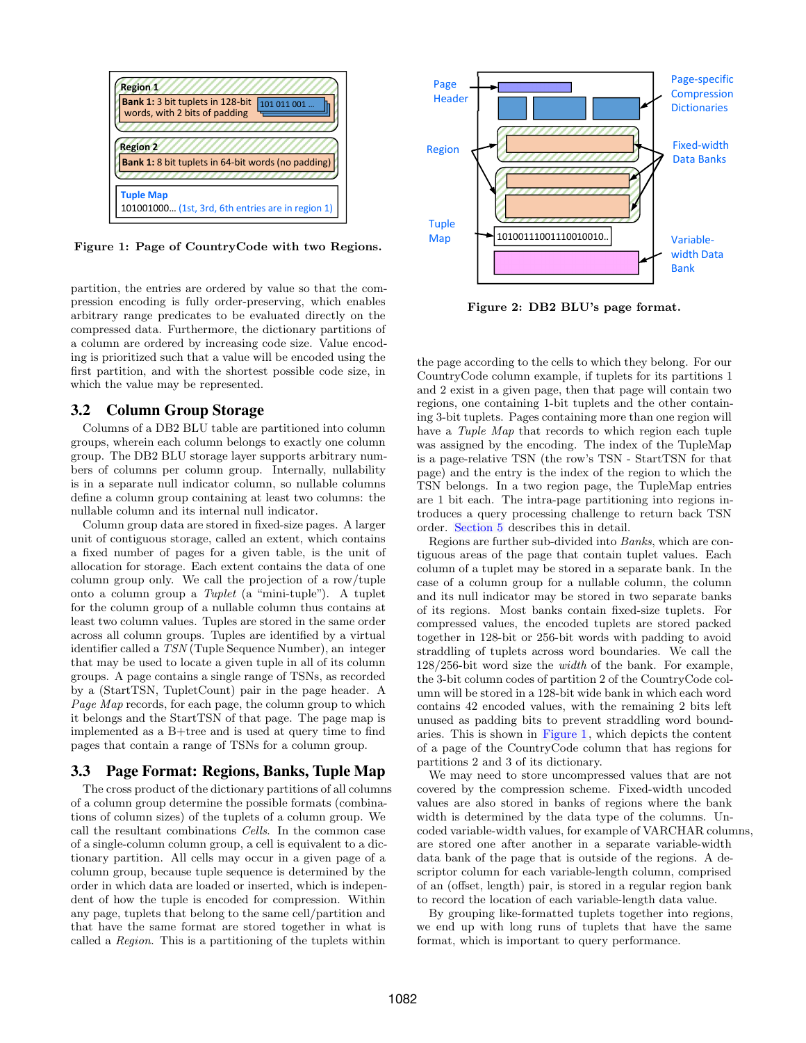Figure 1: Page of CountryCode with two Regions.

Figure 2: DB2 BLU's page format.

partition, the entries are ordered by value so that the compression encoding is fully order-preserving, which enables arbitrary range predicates to be evaluated directly on the compressed data. Furthermore, the dictionary partitions of a column are ordered by increasing code size. Value encoding is prioritized such that a value will be encoded using the first partition, and with the shortest possible code size, in which the value may be represented.

## 3.2 Column Group Storage

Columns of a DB2 BLU table are partitioned into column groups, wherein each column belongs to exactly one column group. The DB2 BLU storage layer supports arbitrary numbers of columns per column group. Internally, nullability is in a separate null indicator column, so nullable columns define a column group containing at least two columns: the nullable column and its internal null indicator.

Column group data are stored in fixed-size pages. A larger unit of contiguous storage, called an extent, which contains a fixed number of pages for a given table, is the unit of allocation for storage. Each extent contains the data of one column group only. We call the projection of a row/tuple onto a column group a *Tuplet* (a "mini-tuple"). A tuplet for the column group of a nullable column thus contains at least two column values. Tuples are stored in the same order across all column groups. Tuples are identified by a virtual identifier called a *TSN* (Tuple Sequence Number), an integer that may be used to locate a given tuple in all of its column groups. A page contains a single range of TSNs, as recorded by a (StartTSN, TupletCount) pair in the page header. A *Page Map* records, for each page, the column group to which it belongs and the StartTSN of that page. The page map is implemented as a B+tree and is used at query time to find pages that contain a range of TSNs for a column group.

## 3.3 Page Format: Regions, Banks, Tuple Map

The cross product of the dictionary partitions of all columns of a column group determine the possible formats (combinations of column sizes) of the tuplets of a column group. We call the resultant combinations *Cells*. In the common case of a single-column column group, a cell is equivalent to a dictionary partition. All cells may occur in a given page of a column group, because tuple sequence is determined by the order in which data are loaded or inserted, which is independent of how the tuple is encoded for compression. Within any page, tuplets that belong to the same cell/partition and that have the same format are stored together in what is called a *Region*. This is a partitioning of the tuplets within the page according to the cells to which they belong. For our CountryCode column example, if tuplets for its partitions 1 and 2 exist in a given page, then that page will contain two regions, one containing 1-bit tuplets and the other containing 3-bit tuplets. Pages containing more than one region will have a *Tuple Map* that records to which region each tuple was assigned by the encoding. The index of the TupleMap is a page-relative TSN (the row's TSN - StartTSN for that page) and the entry is the index of the region to which the TSN belongs. In a two region page, the TupleMap entries are 1 bit each. The intra-page partitioning into regions introduces a query processing challenge to return back TSN order. Section 5 describes this in detail.

Regions are further sub-divided into *Banks*, which are contiguous areas of the page that contain tuplet values. Each column of a tuplet may be stored in a separate bank. In the case of a column group for a nullable column, the column and its null indicator may be stored in two separate banks of its regions. Most banks contain fixed-size tuplets. For compressed values, the encoded tuplets are stored packed together in 128-bit or 256-bit words with padding to avoid straddling of tuplets across word boundaries. We call the 128/256-bit word size the *width* of the bank. For example, the 3-bit column codes of partition 2 of the CountryCode column will be stored in a 128-bit wide bank in which each word contains 42 encoded values, with the remaining 2 bits left unused as padding bits to prevent straddling word boundaries. This is shown in Figure 1, which depicts the content of a page of the CountryCode column that has regions for partitions 2 and 3 of its dictionary.

We may need to store uncompressed values that are not covered by the compression scheme. Fixed-width uncoded values are also stored in banks of regions where the bank width is determined by the data type of the columns. Uncoded variable-width values, for example of VARCHAR columns, are stored one after another in a separate variable-width data bank of the page that is outside of the regions. A descriptor column for each variable-length column, comprised of an (offset, length) pair, is stored in a regular region bank to record the location of each variable-length data value.

By grouping like-formatted tuplets together into regions, we end up with long runs of tuplets that have the same format, which is important to query performance.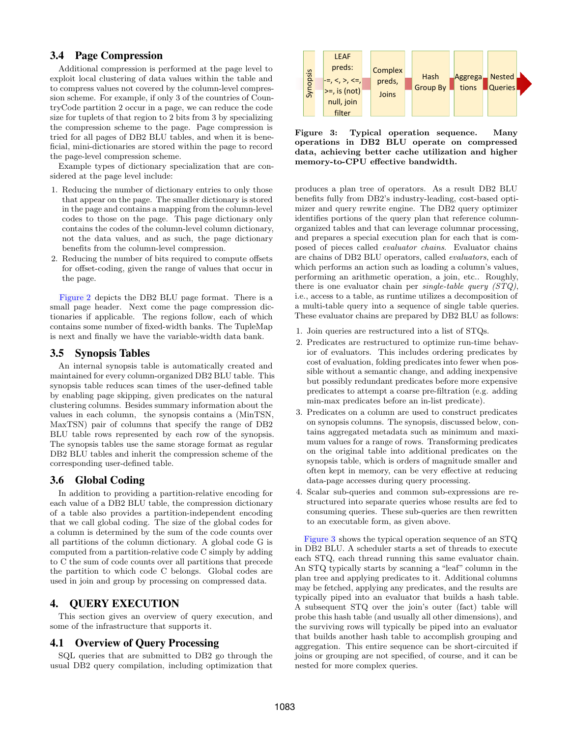### 3.4 Page Compression

Additional compression is performed at the page level to exploit local clustering of data values within the table and to compress values not covered by the column-level compression scheme. For example, if only 3 of the countries of CountryCode partition 2 occur in a page, we can reduce the code size for tuplets of that region to 2 bits from 3 by specializing the compression scheme to the page. Page compression is tried for all pages of DB2 BLU tables, and when it is beneficial, mini-dictionaries are stored within the page to record the page-level compression scheme.

Example types of dictionary specialization that are considered at the page level include:

1. Reducing the number of dictionary entries to only those that appear on the page. The smaller dictionary is stored in the page and contains a mapping from the column-level codes to those on the page. This page dictionary only contains the codes of the column-level column dictionary, not the data values, and as such, the page dictionary benefits from the column-level compression.
2. Reducing the number of bits required to compute offsets for offset-coding, given the range of values that occur in the page.

Figure 2 depicts the DB2 BLU page format. There is a small page header. Next come the page compression dictionaries if applicable. The regions follow, each of which contains some number of fixed-width banks. The TupleMap is next and finally we have the variable-width data bank.

### 3.5 Synopsis Tables

An internal synopsis table is automatically created and maintained for every column-organized DB2 BLU table. This synopsis table reduces scan times of the user-defined table by enabling page skipping, given predicates on the natural clustering columns. Besides summary information about the values in each column, the synopsis contains a (MinTSN, MaxTSN) pair of columns that specify the range of DB2 BLU table rows represented by each row of the synopsis. The synopsis tables use the same storage format as regular DB2 BLU tables and inherit the compression scheme of the corresponding user-defined table.

### 3.6 Global Coding

In addition to providing a partition-relative encoding for each value of a DB2 BLU table, the compression dictionary of a table also provides a partition-independent encoding that we call global coding. The size of the global codes for a column is determined by the sum of the code counts over all partitions of the column dictionary. A global code G is computed from a partition-relative code C simply by adding to C the sum of code counts over all partitions that precede the partition to which code C belongs. Global codes are used in join and group by processing on compressed data.

## 4. QUERY EXECUTION

This section gives an overview of query execution, and some of the infrastructure that supports it.

### 4.1 Overview of Query Processing

SQL queries that are submitted to DB2 go through the usual DB2 query compilation, including optimization that produces a plan tree of operators. As a result DB2 BLU benefits fully from DB2's industry-leading, cost-based optimizer and query rewrite engine. The DB2 query optimizer identifies portions of the query plan that reference column-organized tables and that can leverage columnar processing, and prepares a special execution plan for each that is composed of pieces called *evaluator chains*. Evaluator chains are chains of DB2 BLU operators, called *evaluators*, each of which performs an action such as loading a column's values, performing an arithmetic operation, a join, etc.. Roughly, there is one evaluator chain per *single-table query (STQ)*, i.e., access to a table, as runtime utilizes a decomposition of a multi-table query into a sequence of single table queries. These evaluator chains are prepared by DB2 BLU as follows:

1. Join queries are restructured into a list of STQs.
2. Predicates are restructured to optimize run-time behavior of evaluators. This includes ordering predicates by cost of evaluation, folding predicates into fewer when possible without a semantic change, and adding inexpensive but possibly redundant predicates before more expensive predicates to attempt a coarse pre-filtration (e.g. adding min-max predicates before an in-list predicate).
3. Predicates on a column are used to construct predicates on synopsis columns. The synopsis, discussed below, contains aggregated metadata such as minimum and maximum values for a range of rows. Transforming predicates on the original table into additional predicates on the synopsis table, which is orders of magnitude smaller and often kept in memory, can be very effective at reducing data-page accesses during query processing.
4. Scalar sub-queries and common sub-expressions are restructured into separate queries whose results are fed to consuming queries. These sub-queries are then rewritten to an executable form, as given above.

| Synopsis | LEAF preds: =, <, >, <=, >=, is (not) null, join filter | Complex preds, Joins | Hash Group By | Aggregations | Nested Queries |
|---|---|---|---|---|---|

**Figure 3: Typical operation sequence. Many operations in DB2 BLU operate on compressed data, achieving better cache utilization and higher memory-to-CPU effective bandwidth.**

Figure 3 shows the typical operation sequence of an STQ in DB2 BLU. A scheduler starts a set of threads to execute each STQ, each thread running this same evaluator chain. An STQ typically starts by scanning a "leaf" column in the plan tree and applying predicates to it. Additional columns may be fetched, applying any predicates, and the results are typically piped into an evaluator that builds a hash table. A subsequent STQ over the join's outer (fact) table will probe this hash table (and usually all other dimensions), and the surviving rows will typically be piped into an evaluator that builds another hash table to accomplish grouping and aggregation. This entire sequence can be short-circuited if joins or grouping are not specified, of course, and it can be nested for more complex queries.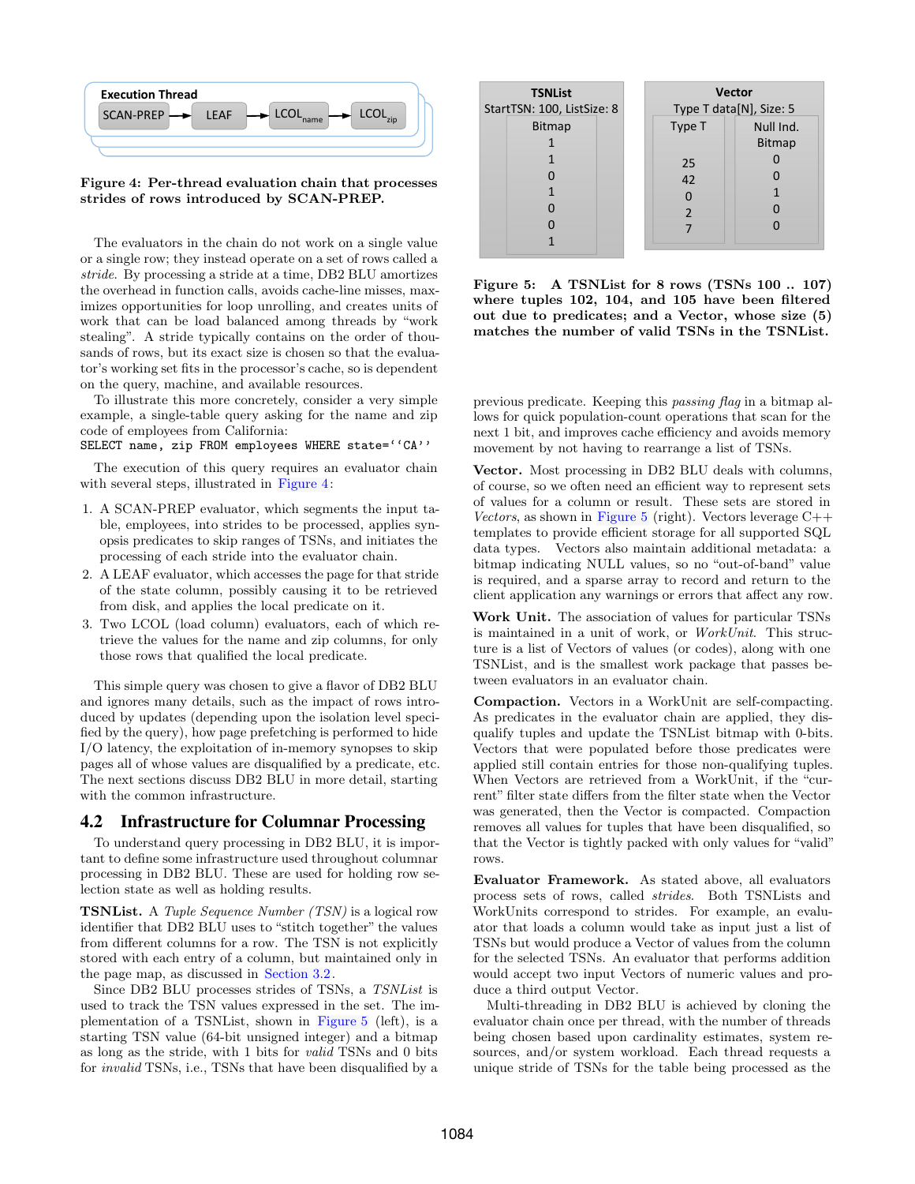Execution Thread

SCAN-PREP → LEAF → $LCOL_{name}$ → $LCOL_{zip}$

**Figure 4: Per-thread evaluation chain that processes strides of rows introduced by SCAN-PREP.**

The evaluators in the chain do not work on a single value or a single row; they instead operate on a set of rows called a *stride*. By processing a stride at a time, DB2 BLU amortizes the overhead in function calls, avoids cache-line misses, maximizes opportunities for loop unrolling, and creates units of work that can be load balanced among threads by "work stealing". A stride typically contains on the order of thousands of rows, but its exact size is chosen so that the evaluator's working set fits in the processor's cache, so is dependent on the query, machine, and available resources.

To illustrate this more concretely, consider a very simple example, a single-table query asking for the name and zip code of employees from California:

```
SELECT name, zip FROM employees WHERE state=''CA''
```

The execution of this query requires an evaluator chain with several steps, illustrated in Figure 4:

1. A SCAN-PREP evaluator, which segments the input table, employees, into strides to be processed, applies synopsis predicates to skip ranges of TSNs, and initiates the processing of each stride into the evaluator chain.
2. A LEAF evaluator, which accesses the page for that stride of the state column, possibly causing it to be retrieved from disk, and applies the local predicate on it.
3. Two LCOL (load column) evaluators, each of which retrieve the values for the name and zip columns, for only those rows that qualified the local predicate.

This simple query was chosen to give a flavor of DB2 BLU and ignores many details, such as the impact of rows introduced by updates (depending upon the isolation level specified by the query), how page prefetching is performed to hide I/O latency, the exploitation of in-memory synopses to skip pages all of whose values are disqualified by a predicate, etc. The next sections discuss DB2 BLU in more detail, starting with the common infrastructure.

## 4.2 Infrastructure for Columnar Processing

To understand query processing in DB2 BLU, it is important to define some infrastructure used throughout columnar processing in DB2 BLU. These are used for holding row selection state as well as holding results.

**TSNList.** A *Tuple Sequence Number (TSN)* is a logical row identifier that DB2 BLU uses to "stitch together" the values from different columns for a row. The TSN is not explicitly stored with each entry of a column, but maintained only in the page map, as discussed in Section 3.2.

Since DB2 BLU processes strides of TSNs, a *TSNList* is used to track the TSN values expressed in the set. The implementation of a TSNList, shown in Figure 5 (left), is a starting TSN value (64-bit unsigned integer) and a bitmap as long as the stride, with 1 bits for *valid* TSNs and 0 bits for *invalid* TSNs, i.e., TSNs that have been disqualified by a previous predicate. Keeping this *passing flag* in a bitmap allows for quick population-count operations that scan for the next 1 bit, and improves cache efficiency and avoids memory movement by not having to rearrange a list of TSNs.

TSNList
StartTSN: 100, ListSize: 8

| Bitmap |
|---|
| 1 |
| 1 |
| 0 |
| 1 |
| 0 |
| 0 |
| 1 |

Vector
Type T data[N], Size: 5

| Type T | Null Ind. Bitmap |
|---|---|
| 25 | 0 |
| 42 | 0 |
| 0 | 1 |
| 2 | 0 |
| 7 | 0 |

**Figure 5: A TSNList for 8 rows (TSNs 100 .. 107) where tuples 102, 104, and 105 have been filtered out due to predicates; and a Vector, whose size (5) matches the number of valid TSNs in the TSNList.**

**Vector.** Most processing in DB2 BLU deals with columns, of course, so we often need an efficient way to represent sets of values for a column or result. These sets are stored in *Vectors*, as shown in Figure 5 (right). Vectors leverage C++ templates to provide efficient storage for all supported SQL data types. Vectors also maintain additional metadata: a bitmap indicating NULL values, so no "out-of-band" value is required, and a sparse array to record and return to the client application any warnings or errors that affect any row.

**Work Unit.** The association of values for particular TSNs is maintained in a unit of work, or *WorkUnit*. This structure is a list of Vectors of values (or codes), along with one TSNList, and is the smallest work package that passes between evaluators in an evaluator chain.

**Compaction.** Vectors in a WorkUnit are self-compacting. As predicates in the evaluator chain are applied, they disqualify tuples and update the TSNList bitmap with 0-bits. Vectors that were populated before those predicates were applied still contain entries for those non-qualifying tuples. When Vectors are retrieved from a WorkUnit, if the "current" filter state differs from the filter state when the Vector was generated, then the Vector is compacted. Compaction removes all values for tuples that have been disqualified, so that the Vector is tightly packed with only values for "valid" rows.

**Evaluator Framework.** As stated above, all evaluators process sets of rows, called *strides*. Both TSNLists and WorkUnits correspond to strides. For example, an evaluator that loads a column would take as input just a list of TSNs but would produce a Vector of values from the column for the selected TSNs. An evaluator that performs addition would accept two input Vectors of numeric values and produce a third output Vector.

Multi-threading in DB2 BLU is achieved by cloning the evaluator chain once per thread, with the number of threads being chosen based upon cardinality estimates, system resources, and/or system workload. Each thread requests a unique stride of TSNs for the table being processed as the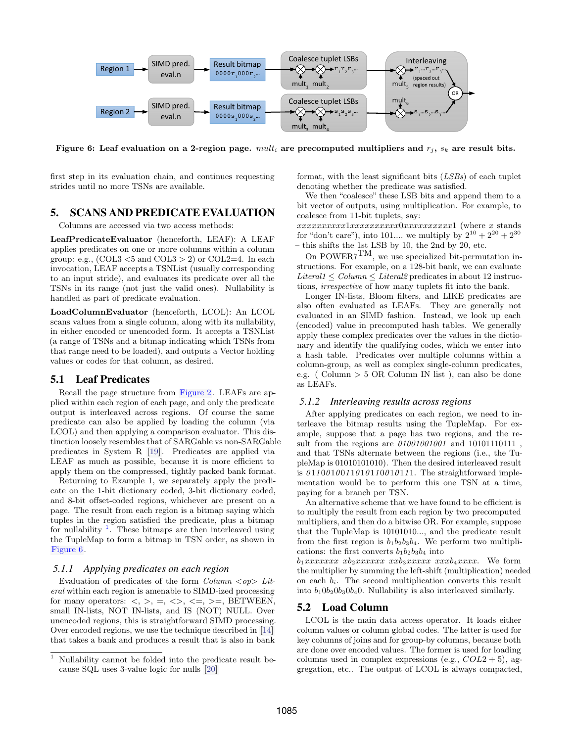Figure 6: Leaf evaluation on a 2-region page. $mult_i$ are precomputed multipliers and $r_j$, $s_k$ are result bits.

first step in its evaluation chain, and continues requesting strides until no more TSNs are available.

## 5. SCANS AND PREDICATE EVALUATION

Columns are accessed via two access methods:

**LeafPredicateEvaluator** (henceforth, LEAF): A LEAF applies predicates on one or more columns within a column group: e.g., (COL3 <5 and COL3 > 2) or COL2=4. In each invocation, LEAF accepts a TSNList (usually corresponding to an input stride), and evaluates its predicate over all the TSNs in its range (not just the valid ones). Nullability is handled as part of predicate evaluation.

**LoadColumnEvaluator** (henceforth, LCOL): An LCOL scans values from a single column, along with its nullability, in either encoded or unencoded form. It accepts a TSNList (a range of TSNs and a bitmap indicating which TSNs from that range need to be loaded), and outputs a Vector holding values or codes for that column, as desired.

### 5.1 Leaf Predicates

Recall the page structure from Figure 2. LEAFs are applied within each region of each page, and only the predicate output is interleaved across regions. Of course the same predicate can also be applied by loading the column (via LCOL) and then applying a comparison evaluator. This distinction loosely resembles that of SARGable vs non-SARGable predicates in System R [19]. Predicates are applied via LEAF as much as possible, because it is more efficient to apply them on the compressed, tightly packed bank format.

Returning to Example 1, we separately apply the predicate on the 1-bit dictionary coded, 3-bit dictionary coded, and 8-bit offset-coded regions, whichever are present on a page. The result from each region is a bitmap saying which tuples in the region satisfied the predicate, plus a bitmap for nullability [1]. These bitmaps are then interleaved using the TupleMap to form a bitmap in TSN order, as shown in Figure 6.

#### 5.1.1 Applying predicates on each region

Evaluation of predicates of the form *Column <op> Literal* within each region is amenable to SIMD-ized processing for many operators: <, >, =, <>, <=, >=, BETWEEN, small IN-lists, NOT IN-lists, and IS (NOT) NULL. Over unencoded regions, this is straightforward SIMD processing. Over encoded regions, we use the technique described in [14] that takes a bank and produces a result that is also in bank format, with the least significant bits (*LSBs*) of each tuplet denoting whether the predicate was satisfied.

We then "coalesce" these LSB bits and append them to a bit vector of outputs, using multiplication. For example, to coalesce from 11-bit tuplets, say:
*xxxxxxxxxx*1*xxxxxxxxxx*0*xxxxxxxxxx*1 (where *x* stands for "don't care"), into 101.... we multiply by $2^{10} + 2^{20} + 2^{30}$ – this shifts the 1st LSB by 10, the 2nd by 20, etc.

On POWER7™, we use specialized bit-permutation instructions. For example, on a 128-bit bank, we can evaluate *Literal1* ≤ *Column* ≤ *Literal2* predicates in about 12 instructions, *irrespective* of how many tuplets fit into the bank.

Longer IN-lists, Bloom filters, and LIKE predicates are also often evaluated as LEAFs. They are generally not evaluated in an SIMD fashion. Instead, we look up each (encoded) value in precomputed hash tables. We generally apply these complex predicates over the values in the dictionary and identify the qualifying codes, which we enter into a hash table. Predicates over multiple columns within a column-group, as well as complex single-column predicates, e.g. ( Column > 5 OR Column IN list ), can also be done as LEAFs.

#### 5.1.2 Interleaving results across regions

After applying predicates on each region, we need to interleave the bitmap results using the TupleMap. For example, suppose that a page has two regions, and the result from the regions are *01001001001* and 10101110111 , and that TSNs alternate between the regions (i.e., the TupleMap is 01010101010). Then the desired interleaved result is *0110010011010110010111*. The straightforward implementation would be to perform this one TSN at a time, paying for a branch per TSN.

An alternative scheme that we have found to be efficient is to multiply the result from each region by two precomputed multipliers, and then do a bitwise OR. For example, suppose that the TupleMap is 10101010..., and the predicate result from the first region is $b_1b_2b_3b_4$. We perform two multiplications: the first converts $b_1b_2b_3b_4$ into
$b_1xxxxxxx$ $xb_2xxxxxx$ $xxb_3xxxxx$ $xxxb_4xxxx$. We form the multiplier by summing the left-shift (multiplication) needed on each $b_i$. The second multiplication converts this result into $b_10b_20b_30b_40$. Nullability is also interleaved similarly.

### 5.2 Load Column

LCOL is the main data access operator. It loads either column values or column global codes. The latter is used for key columns of joins and for group-by columns, because both are done over encoded values. The former is used for loading columns used in complex expressions (e.g., $COL2 + 5$), aggregation, etc.. The output of LCOL is always compacted,

[1] Nullability cannot be folded into the predicate result because SQL uses 3-value logic for nulls [20]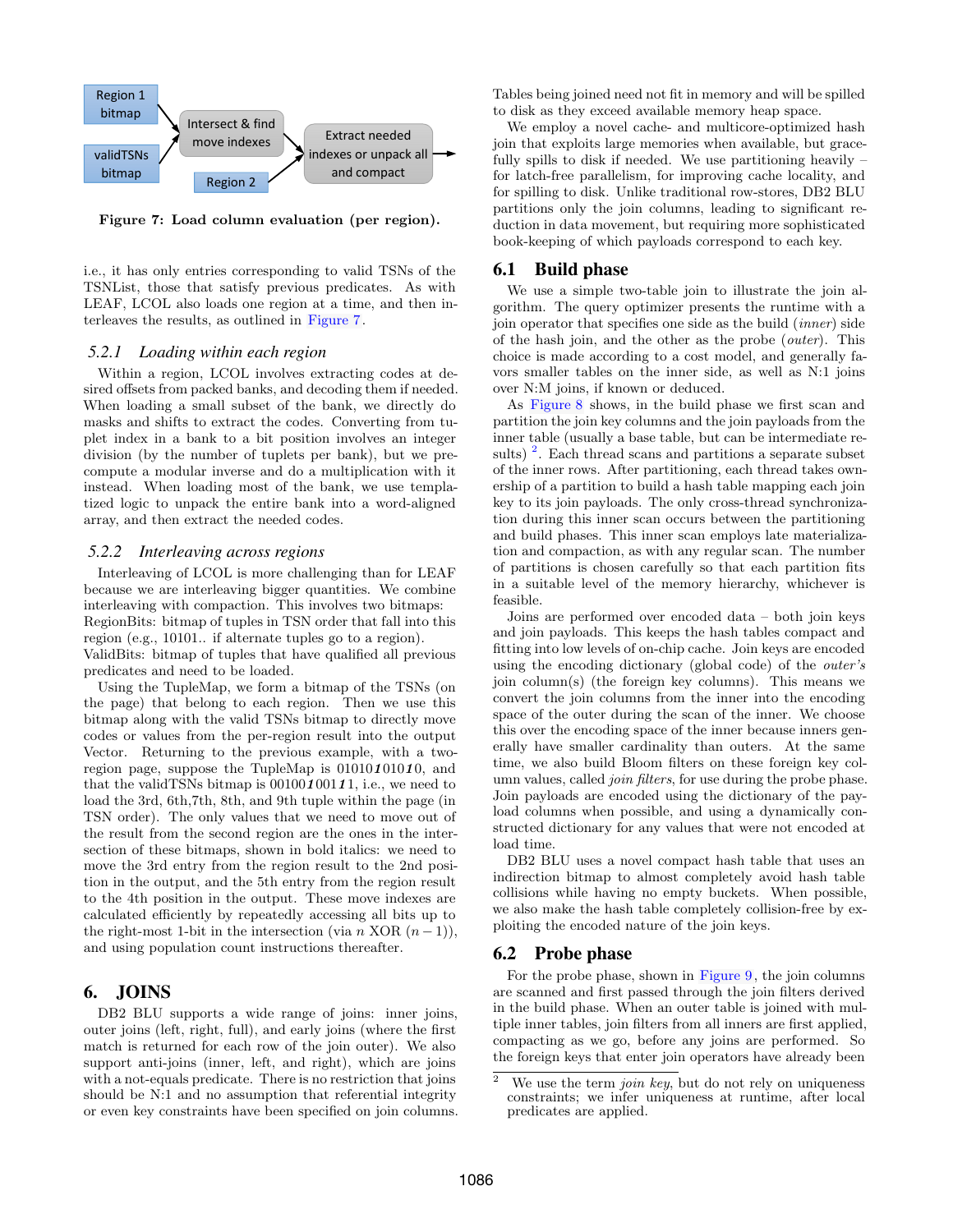Region 1 bitmap

validTSNs bitmap

Intersect & find move indexes

Region 2

Extract needed indexes or unpack all and compact

**Figure 7: Load column evaluation (per region).**

i.e., it has only entries corresponding to valid TSNs of the TSNList, those that satisfy previous predicates. As with LEAF, LCOL also loads one region at a time, and then interleaves the results, as outlined in Figure 7.

### 5.2.1 *Loading within each region*

Within a region, LCOL involves extracting codes at desired offsets from packed banks, and decoding them if needed. When loading a small subset of the bank, we directly do masks and shifts to extract the codes. Converting from tuplet index in a bank to a bit position involves an integer division (by the number of tuplets per bank), but we precompute a modular inverse and do a multiplication with it instead. When loading most of the bank, we use templatized logic to unpack the entire bank into a word-aligned array, and then extract the needed codes.

### 5.2.2 *Interleaving across regions*

Interleaving of LCOL is more challenging than for LEAF because we are interleaving bigger quantities. We combine interleaving with compaction. This involves two bitmaps:
RegionBits: bitmap of tuples in TSN order that fall into this region (e.g., 10101.. if alternate tuples go to a region).
ValidBits: bitmap of tuples that have qualified all previous predicates and need to be loaded.

Using the TupleMap, we form a bitmap of the TSNs (on the page) that belong to each region. Then we use this bitmap along with the valid TSNs bitmap to directly move codes or values from the per-region result into the output Vector. Returning to the previous example, with a two-region page, suppose the TupleMap is 0101***1***01***0***10, and that the validTSNs bitmap is 00100***1***00***11***, i.e., we need to load the 3rd, 6th,7th, 8th, and 9th tuple within the page (in TSN order). The only values that we need to move out of the result from the second region are the ones in the intersection of these bitmaps, shown in bold italics: we need to move the 3rd entry from the region result to the 2nd position in the output, and the 5th entry from the region result to the 4th position in the output. These move indexes are calculated efficiently by repeatedly accessing all bits up to the right-most 1-bit in the intersection (via $n$ XOR $(n-1)$), and using population count instructions thereafter.

## 6. JOINS

DB2 BLU supports a wide range of joins: inner joins, outer joins (left, right, full), and early joins (where the first match is returned for each row of the join outer). We also support anti-joins (inner, left, and right), which are joins with a not-equals predicate. There is no restriction that joins should be N:1 and no assumption that referential integrity or even key constraints have been specified on join columns. Tables being joined need not fit in memory and will be spilled to disk as they exceed available memory heap space.

We employ a novel cache- and multicore-optimized hash join that exploits large memories, but gracefully spills to disk if needed. We use partitioning heavily – for latch-free parallelism, for improving cache locality, and for spilling to disk. Unlike traditional row-stores, DB2 BLU partitions only the join columns, leading to significant reduction in data movement, but requiring more sophisticated book-keeping of which payloads correspond to each key.

### 6.1 Build phase

We use a simple two-table join to illustrate the join algorithm. The query optimizer presents the runtime with a join operator that specifies one side as the build (*inner*) side of the hash join, and the other as the probe (*outer*). This choice is made according to a cost model, and generally favors smaller tables on the inner side, as well as N:1 joins over N:M joins, if known or deduced.

As Figure 8 shows, in the build phase we first scan and partition the join key columns and the join payloads from the inner table (usually a base table, but can be intermediate results) [2]. Each thread scans and partitions a separate subset of the inner rows. After partitioning, each thread takes ownership of a partition to build a hash table mapping each join key to its join payloads. The only cross-thread synchronization during this inner scan occurs between the partitioning and build phases. This inner scan employs late materialization and compaction, as with any regular scan. The number of partitions is chosen carefully so that each partition fits in a suitable level of the memory hierarchy, whichever is feasible.

Joins are performed over encoded data – both join keys and join payloads. This keeps the hash tables compact and fitting into low levels of on-chip cache. Join keys are encoded using the encoding dictionary (global code) of the *outer's* join column(s) (the foreign key columns). This means we convert the join columns from the inner into the encoding space of the outer during the scan of the inner. We choose this over the encoding space of the inner because inners generally have smaller cardinality than outers. At the same time, we also build Bloom filters on these foreign key column values, called *join filters*, for use during the probe phase. Join payloads are encoded using the dictionary of the payload columns when possible, and using a dynamically constructed dictionary for any values that were not encoded at load time.

DB2 BLU uses a novel compact hash table that uses an indirection bitmap to almost completely avoid hash table collisions while having no empty buckets. When possible, we also make the hash table completely collision-free by exploiting the encoded nature of the join keys.

### 6.2 Probe phase

For the probe phase, shown in Figure 9, the join columns are scanned and first passed through the join filters derived in the build phase. When an outer table is joined with multiple inner tables, join filters from all inners are first applied, compacting as we go, before any joins are performed. So the foreign keys that enter join operators have already been

[2] We use the term *join key*, but do not rely on uniqueness constraints; we infer uniqueness at runtime, after local predicates are applied.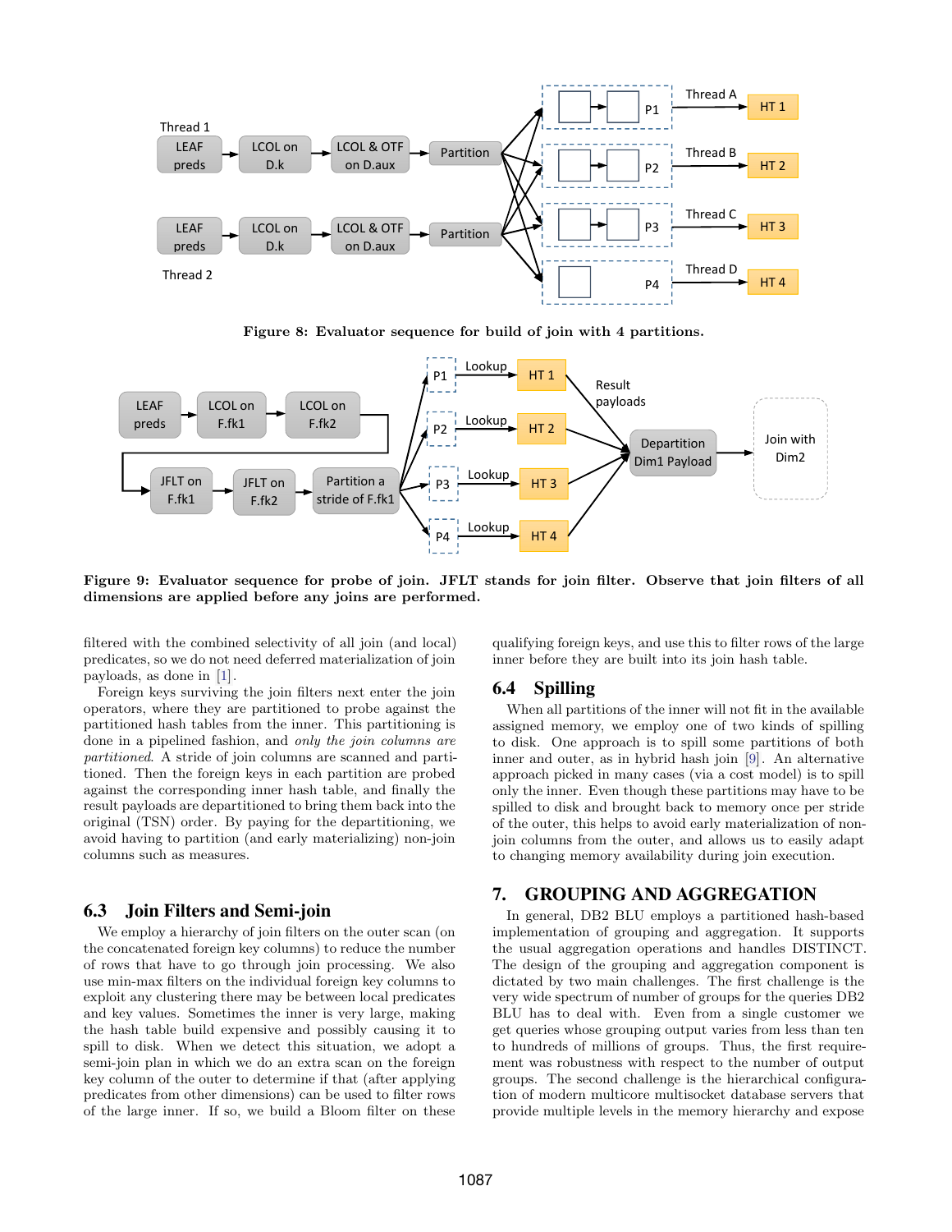Figure 8: Evaluator sequence for build of join with 4 partitions.

Figure 9: Evaluator sequence for probe of join. JFLT stands for join filter. Observe that join filters of all dimensions are applied before any joins are performed.

filtered with the combined selectivity of all join (and local) predicates, so we do not need deferred materialization of join payloads, as done in [1].

Foreign keys surviving the join filters next enter the join operators, where they are partitioned to probe against the partitioned hash tables from the inner. This partitioning is done in a pipelined fashion, and *only the join columns are partitioned*. A stride of join columns are scanned and partitioned. Then the foreign keys in each partition are probed against the corresponding inner hash table, and finally the result payloads are departitioned to bring them back into the original (TSN) order. By paying for the departitioning, we avoid having to partition (and early materializing) non-join columns such as measures.

### 6.3 Join Filters and Semi-join

We employ a hierarchy of join filters on the outer scan (on the concatenated foreign key columns) to reduce the number of rows that have to go through join processing. We also use min-max filters on the individual foreign key columns to exploit any clustering there may be between local predicates and key values. Sometimes the inner is very large, making the hash table build expensive and possibly causing it to spill to disk. When we detect this situation, we adopt a semi-join plan in which we do an extra scan on the foreign key column of the outer to determine if that (after applying predicates from other dimensions) can be used to filter rows of the large inner. If so, we build a Bloom filter on these qualifying foreign keys, and use this to filter rows of the large inner before they are built into its join hash table.

### 6.4 Spilling

When all partitions of the inner will not fit in the available assigned memory, we employ one of two kinds of spilling to disk. One approach is to spill some partitions of both inner and outer, as in hybrid hash join [9]. An alternative approach picked in many cases (via a cost model) is to spill only the inner. Even though these partitions may have to be spilled to disk and brought back to memory once per stride of the outer, this helps to avoid early materialization of non-join columns from the outer, and allows us to easily adapt to changing memory availability during join execution.

## 7. GROUPING AND AGGREGATION

In general, DB2 BLU employs a partitioned hash-based implementation of grouping and aggregation. It supports the usual aggregation operations and handles DISTINCT. The design of the grouping and aggregation component is dictated by two main challenges. The first challenge is the very wide spectrum of number of groups for the queries DB2 BLU has to deal with. Even from a single customer we get queries whose grouping output varies from less than ten to hundreds of millions of groups. Thus, the first requirement was robustness with respect to the number of output groups. The second challenge is the hierarchical configuration of modern multicore multisocket database servers that provide multiple levels in the memory hierarchy and expose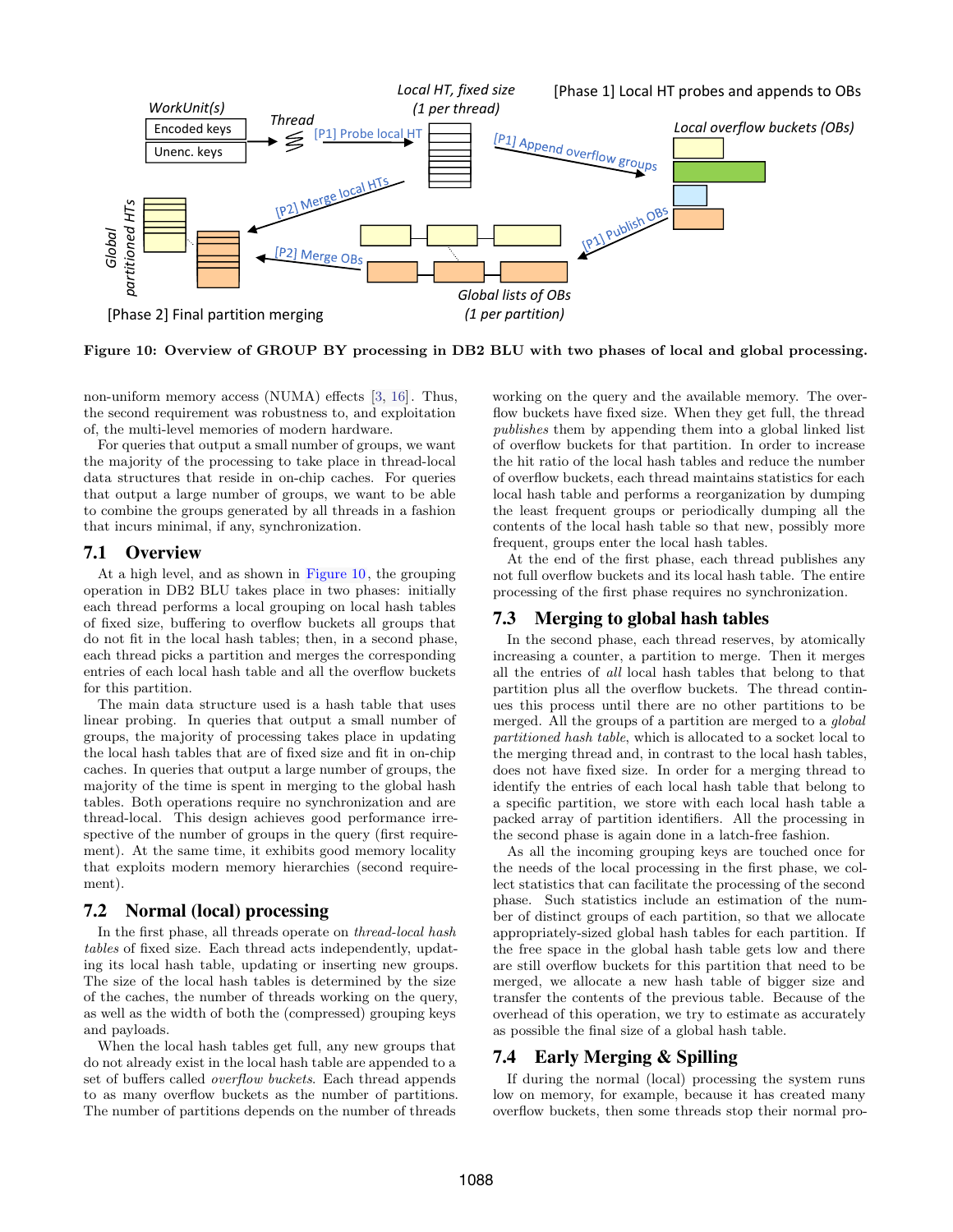WorkUnit(s)
Encoded keys
Unenc. keys
Thread
[P1] Probe local HT
Local HT, fixed size
(1 per thread)
[Phase 1] Local HT probes and appends to OBs
[P1] Append overflow groups
Local overflow buckets (OBs)
[P2] Merge local HTs
[P1] Publish OBs
Global partitioned HTs
[P2] Merge OBs
Global lists of OBs
(1 per partition)
[Phase 2] Final partition merging

**Figure 10: Overview of GROUP BY processing in DB2 BLU with two phases of local and global processing.**

non-uniform memory access (NUMA) effects [3, 16]. Thus, the second requirement was robustness to, and exploitation of, the multi-level memories of modern hardware.

For queries that output a small number of groups, we want the majority of the processing to take place in thread-local data structures that reside in on-chip caches. For queries that output a large number of groups, we want to be able to combine the groups generated by all threads in a fashion that incurs minimal, if any, synchronization.

## 7.1 Overview

At a high level, and as shown in Figure 10, the grouping operation in DB2 BLU takes place in two phases: initially each thread performs a local grouping on local hash tables of fixed size, buffering to overflow buckets all groups that do not fit in the local hash tables; then, in a second phase, each thread picks a partition and merges the corresponding entries of each local hash table and all the overflow buckets for this partition.

The main data structure used is a hash table that uses linear probing. In queries that output a small number of groups, the majority of processing takes place in updating the local hash tables that are of fixed size and fit in on-chip caches. In queries that output a large number of groups, the majority of the time is spent in merging to the global hash tables. Both operations require no synchronization and are thread-local. This design achieves good performance irrespective of the number of groups in the query (first requirement). At the same time, it exhibits good memory locality that exploits modern memory hierarchies (second requirement).

## 7.2 Normal (local) processing

In the first phase, all threads operate on *thread-local hash tables* of fixed size. Each thread acts independently, updating its local hash table, updating or inserting new groups. The size of the local hash tables is determined by the size of the caches, the number of threads working on the query, as well as the width of both the (compressed) grouping keys and payloads.

When the local hash tables get full, any new groups that do not already exist in the local hash table are appended to a set of buffers called *overflow buckets*. Each thread appends to as many overflow buckets as the number of partitions. The number of partitions depends on the number of threads working on the query and the available memory. The overflow buckets have fixed size. When they get full, the thread *publishes* them by appending them into a global linked list of overflow buckets for that partition. In order to increase the hit ratio of the local hash tables and reduce the number of overflow buckets, each thread maintains statistics for each local hash table and performs a reorganization by dumping the least frequent groups or periodically dumping all the contents of the local hash table so that new, possibly more frequent, groups enter the local hash tables.

At the end of the first phase, each thread publishes any not full overflow buckets and its local hash table. The entire processing of the first phase requires no synchronization.

## 7.3 Merging to global hash tables

In the second phase, each thread reserves, by atomically increasing a counter, a partition to merge. Then it merges all the entries of *all* local hash tables that belong to that partition plus all the overflow buckets. The thread continues this process until there are no other partitions to be merged. All the groups of a partition are merged to a *global partitioned hash table*, which is allocated to a socket local to the merging thread and, in contrast to the local hash tables, does not have fixed size. In order for a merging thread to identify the entries of each local hash table that belong to a specific partition, we store with each local hash table a packed array of partition identifiers. All the processing in the second phase is again done in a latch-free fashion.

As all the incoming grouping keys are touched once for the needs of the local processing in the first phase, we collect statistics that can facilitate the processing of the second phase. Such statistics include an estimation of the number of distinct groups of each partition, so that we allocate appropriately-sized global hash tables for each partition. If the free space in the global hash table gets low and there are still overflow buckets for this partition that need to be merged, we allocate a new hash table of bigger size and transfer the contents of the previous table. Because of the overhead of this operation, we try to estimate as accurately as possible the final size of a global hash table.

## 7.4 Early Merging & Spilling

If during the normal (local) processing the system runs low on memory, for example, because it has created many overflow buckets, then some threads stop their normal pro-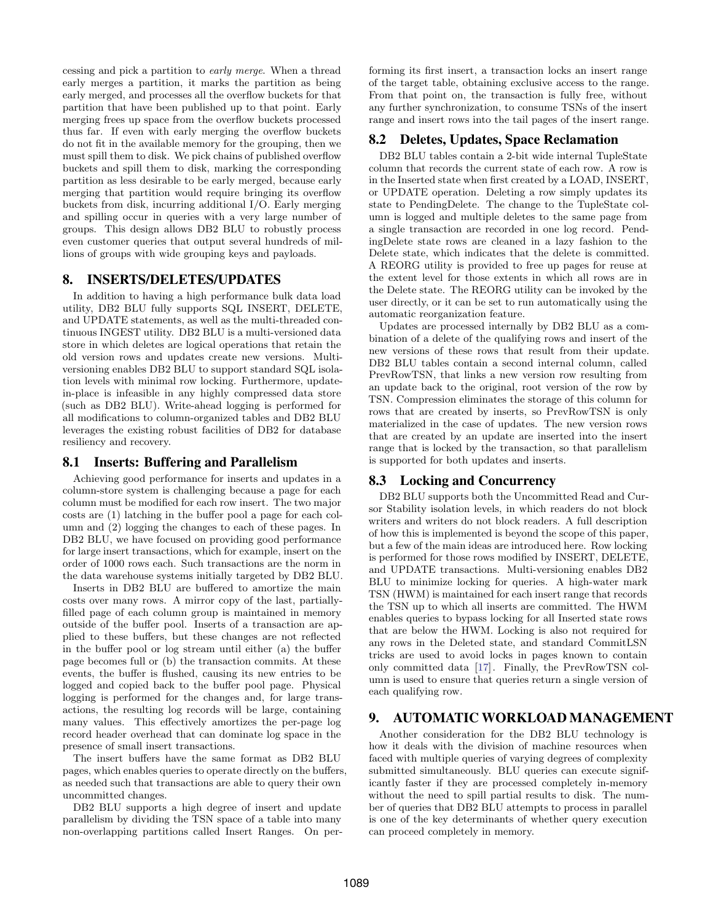cessing and pick a partition to *early merge*. When a thread early merges a partition, it marks the partition as being early merged, and processes all the overflow buckets for that partition that have been published up to that point. Early merging frees up space from the overflow buckets processed thus far. If even with early merging the overflow buckets do not fit in the available memory for the grouping, then we must spill them to disk. We pick chains of published overflow buckets and spill them to disk, marking the corresponding partition as less desirable to be early merged, because early merging that partition would require bringing its overflow buckets from disk, incurring additional I/O. Early merging and spilling occur in queries with a very large number of groups. This design allows DB2 BLU to robustly process even customer queries that output several hundreds of millions of groups with wide grouping keys and payloads.

## 8. INSERTS/DELETES/UPDATES

In addition to having a high performance bulk data load utility, DB2 BLU fully supports SQL INSERT, DELETE, and UPDATE statements, as well as the multi-threaded continuous INGEST utility. DB2 BLU is a multi-versioned data store in which deletes are logical operations that retain the old version rows and updates create new versions. Multi-versioning enables DB2 BLU to support standard SQL isolation levels with minimal row locking. Furthermore, update-in-place is infeasible in any highly compressed data store (such as DB2 BLU). Write-ahead logging is performed for all modifications to column-organized tables and DB2 BLU leverages the existing robust facilities of DB2 for database resiliency and recovery.

### 8.1 Inserts: Buffering and Parallelism

Achieving good performance for inserts and updates in a column-store system is challenging because a page for each column must be modified for each row insert. The two major costs are (1) latching in the buffer pool a page for each column and (2) logging the changes to each of these pages. In DB2 BLU, we have focused on providing good performance for large insert transactions, which for example, insert on the order of 1000 rows each. Such transactions are the norm in the data warehouse systems initially targeted by DB2 BLU.

Inserts in DB2 BLU are buffered to amortize the main costs over many rows. A mirror copy of the last, partially-filled page of each column group is maintained in memory outside of the buffer pool. Inserts of a transaction are applied to these buffers, but these changes are not reflected in the buffer pool or log stream until either (a) the buffer page becomes full or (b) the transaction commits. At these events, the buffer is flushed, causing its new entries to be logged and copied back to the buffer pool page. Physical logging is performed for the changes and, for large transactions, the resulting log records will be large, containing many values. This effectively amortizes the per-page log record header overhead that can dominate log space in the presence of small insert transactions.

The insert buffers have the same format as DB2 BLU pages, which enables queries to operate directly on the buffers, as needed such that transactions are able to query their own uncommitted changes.

DB2 BLU supports a high degree of insert and update parallelism by dividing the TSN space of a table into many non-overlapping partitions called Insert Ranges. On performing its first insert, a transaction locks an insert range of the target table, obtaining exclusive access to the range. From that point on, the transaction is fully free, without any further synchronization, to consume TSNs of the insert range and insert rows into the tail pages of the insert range.

### 8.2 Deletes, Updates, Space Reclamation

DB2 BLU tables contain a 2-bit wide internal TupleState column that records the current state of each row. A row is in the Inserted state when first created by a LOAD, INSERT, or UPDATE operation. Deleting a row simply updates its state to PendingDelete. The change to the TupleState column is logged and multiple deletes to the same page from a single transaction are recorded in one log record. PendingDelete state rows are cleaned in a lazy fashion to the Delete state, which indicates that the delete is committed. A REORG utility is provided to free up pages for reuse at the extent level for those extents in which all rows are in the Delete state. The REORG utility can be invoked by the user directly, or it can be set to run automatically using the automatic reorganization feature.

Updates are processed internally by DB2 BLU as a combination of a delete of the qualifying rows and insert of the new versions of these rows that result from their update. DB2 BLU tables contain a second internal column, called PrevRowTSN, that links a new version row resulting from an update back to the original, root version of the row by TSN. Compression eliminates the storage of this column for rows that are created by inserts, so PrevRowTSN is only materialized in the case of updates. The new version rows that are created by an update are inserted into the insert range that is locked by the transaction, so that parallelism is supported for both updates and inserts.

### 8.3 Locking and Concurrency

DB2 BLU supports both the Uncommitted Read and Cursor Stability isolation levels, in which readers do not block writers and writers do not block readers. A full description of how this is implemented is beyond the scope of this paper, but a few of the main ideas are introduced here. Row locking is performed for those rows modified by INSERT, DELETE, and UPDATE transactions. Multi-versioning enables DB2 BLU to minimize locking for queries. A high-water mark TSN (HWM) is maintained for each insert range that records the TSN up to which all inserts are committed. The HWM enables queries to bypass locking for all Inserted state rows that are below the HWM. Locking is also not required for any rows in the Deleted state, and standard CommitLSN tricks are used to avoid locks in pages known to contain only committed data [17]. Finally, the PrevRowTSN column is used to ensure that queries return a single version of each qualifying row.

## 9. AUTOMATIC WORKLOAD MANAGEMENT

Another consideration for the DB2 BLU technology is how it deals with the division of machine resources when faced with multiple queries of varying degrees of complexity submitted simultaneously. BLU queries can execute significantly faster if they are processed completely in-memory without the need to spill partial results to disk. The number of queries that DB2 BLU attempts to process in parallel is one of the key determinants of whether query execution can proceed completely in memory.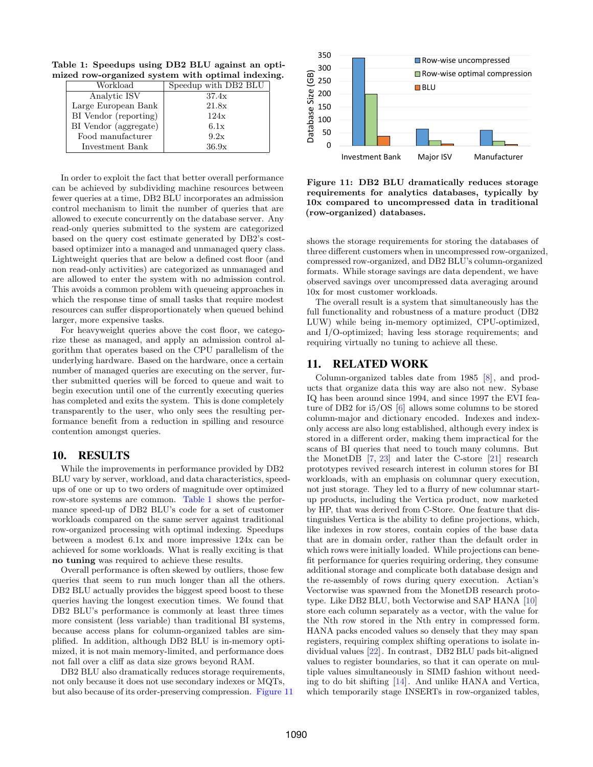**Table 1: Speedups using DB2 BLU against an optimized row-organized system with optimal indexing.**

| Workload | Speedup with DB2 BLU |
|---|---|
| Analytic ISV | 37.4x |
| Large European Bank | 21.8x |
| BI Vendor (reporting) | 124x |
| BI Vendor (aggregate) | 6.1x |
| Food manufacturer | 9.2x |
| Investment Bank | 36.9x |

In order to exploit the fact that better overall performance can be achieved by subdividing machine resources between fewer queries at a time, DB2 BLU incorporates an admission control mechanism to limit the number of queries that are allowed to execute concurrently on the database server. Any read-only queries submitted to the system are categorized based on the query cost estimate generated by DB2's cost-based optimizer into a managed and unmanaged query class. Lightweight queries that are below a defined cost floor (and non read-only activities) are categorized as unmanaged and are allowed to enter the system with no admission control. This avoids a common problem with queueing approaches in which the response time of small tasks that require modest resources can suffer disproportionately when queued behind larger, more expensive tasks.

For heavyweight queries above the cost floor, we categorize these as managed, and apply an admission control algorithm that operates based on the CPU parallelism of the underlying hardware. Based on the hardware, once a certain number of managed queries are executing on the server, further submitted queries will be forced to queue and wait to begin execution until one of the currently executing queries has completed and exits the system. This is done completely transparently to the user, who only sees the resulting performance benefit from a reduction in spilling and resource contention amongst queries.

## 10. RESULTS

While the improvements in performance provided by DB2 BLU vary by server, workload, and data characteristics, speedups of one or up to two orders of magnitude over optimized row-store systems are common. Table 1 shows the performance speed-up of DB2 BLU's code for a set of customer workloads compared on the same server against traditional row-organized processing with optimal indexing. Speedups between a modest 6.1x and more impressive 124x can be achieved for some workloads. What is really exciting is that **no tuning** was required to achieve these results.

Overall performance is often skewed by outliers, those few queries that seem to run much longer than all the others. DB2 BLU actually provides the biggest speed boost to these queries having the longest execution times. We found that DB2 BLU's performance is commonly at least three times more consistent (less variable) than traditional BI systems, because access plans for column-organized tables are simplified. In addition, although DB2 BLU is in-memory optimized, it is not main memory-limited, and performance does not fall over a cliff as data size grows beyond RAM.

DB2 BLU also dramatically reduces storage requirements, not only because it does not use secondary indexes or MQTs, but also because of its order-preserving compression. Figure 11 shows the storage requirements for storing the databases of three different customers when in uncompressed row-organized, compressed row-organized, and DB2 BLU's column-organized formats. While storage savings are data dependent, we have observed savings over uncompressed data averaging around 10x for most customer workloads.

**Figure 11: DB2 BLU dramatically reduces storage requirements for analytics databases, typically by 10x compared to uncompressed data in traditional (row-organized) databases.**

The overall result is a system that simultaneously has the full functionality and robustness of a mature product (DB2 LUW) while being in-memory optimized, CPU-optimized, and I/O-optimized; having less storage requirements; and requiring virtually no tuning to achieve all these.

## 11. RELATED WORK

Column-organized tables date from 1985 [8], and products that organize data this way are also not new. Sybase IQ has been around since 1994, and since 1997 the EVI feature of DB2 for i5/OS [6] allows some columns to be stored column-major and dictionary encoded. Indexes and index-only access are also long established, although every index is stored in a different order, making them impractical for the scans of BI queries that need to touch many columns. But the MonetDB [7, 23] and later the C-store [21] research prototypes revived research interest in column stores for BI workloads, with an emphasis on columnar query execution, not just storage. They led to a flurry of new columnar start-up products, including the Vertica product, now marketed by HP, that was derived from C-Store. One feature that distinguishes Vertica is the ability to define projections, which, like indexes in row stores, contain copies of the base data that are in domain order, rather than the default order in which rows were initially loaded. While projections can benefit performance for queries requiring ordering, they consume additional storage and complicate both database design and the re-assembly of rows during query execution. Actian's Vectorwise was spawned from the MonetDB research prototype. Like DB2 BLU, both Vectorwise and SAP HANA [10] store each column separately as a vector, with the value for the Nth row stored in the Nth entry in compressed form. HANA packs encoded values so densely that they may span registers, requiring complex shifting operations to isolate individual values [22]. In contrast, DB2 BLU pads bit-aligned values to register boundaries, so that it can operate on multiple values simultaneously in SIMD fashion without needing to do bit shifting [14]. And unlike HANA and Vertica, which temporarily stage INSERTs in row-organized tables,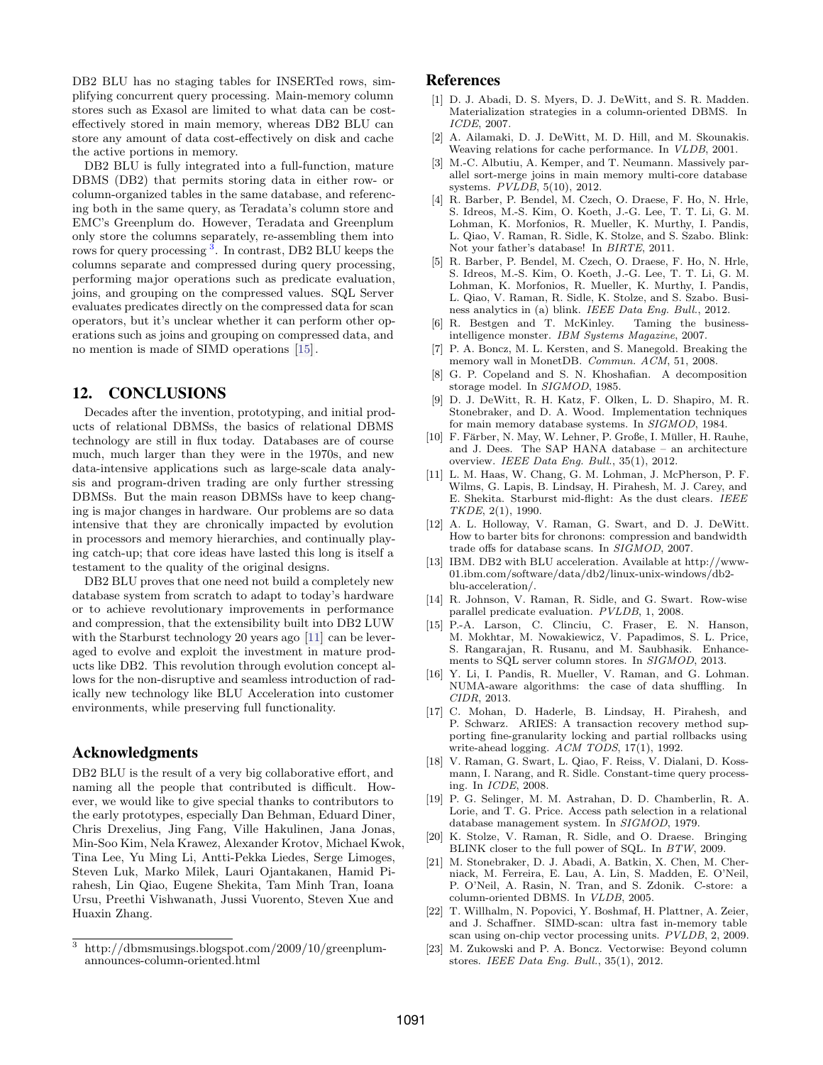DB2 BLU has no staging tables for INSERTed rows, simplifying concurrent query processing. Main-memory column stores such as Exasol are limited to what data can be cost-effectively stored in main memory, whereas DB2 BLU can store any amount of data cost-effectively on disk and cache the active portions in memory.

DB2 BLU is fully integrated into a full-function, mature DBMS (DB2) that permits storing data in either row- or column-organized tables in the same database, and referencing both in the same query, as Teradata's column store and EMC's Greenplum do. However, Teradata and Greenplum only store the columns separately, re-assembling them into rows for query processing [3]. In contrast, DB2 BLU keeps the columns separate and compressed during query processing, performing major operations such as predicate evaluation, joins, and grouping on the compressed values. SQL Server evaluates predicates directly on the compressed data for scan operators, but it's unclear whether it can perform other operations such as joins and grouping on compressed data, and no mention is made of SIMD operations [15].

## 12. CONCLUSIONS

Decades after the invention, prototyping, and initial products of relational DBMSs, the basics of relational DBMS technology are still in flux today. Databases are of course much, much larger than they were in the 1970s, and new data-intensive applications such as large-scale data analysis and program-driven trading are only further stressing DBMSs. But the main reason DBMSs have to keep changing is major changes in hardware. Our problems are so data intensive that they are chronically impacted by evolution in processors and memory hierarchies, and continually playing catch-up; that core ideas have lasted this long is itself a testament to the quality of the original designs.

DB2 BLU proves that one need not build a completely new database system from scratch to adapt to today's hardware or to achieve revolutionary improvements in performance and compression, that the extensibility built into DB2 LUW with the Starburst technology 20 years ago [11] can be leveraged to evolve and exploit the investment in mature products like DB2. This revolution through evolution concept allows for the non-disruptive and seamless introduction of radically new technology like BLU Acceleration into customer environments, while preserving full functionality.

## Acknowledgments

DB2 BLU is the result of a very big collaborative effort, and naming all the people that contributed is difficult. However, we would like to give special thanks to contributors to the early prototypes, especially Dan Behman, Eduard Diner, Chris Drexelius, Jing Fang, Ville Hakulinen, Jana Jonas, Min-Soo Kim, Nela Krawez, Alexander Krotov, Michael Kwok, Tina Lee, Yu Ming Li, Antti-Pekka Liedes, Serge Limoges, Steven Luk, Marko Milek, Lauri Ojantakanen, Hamid Pirahesh, Lin Qiao, Eugene Shekita, Tam Minh Tran, Ioana Ursu, Preethi Vishwanath, Jussi Vuorento, Steven Xue and Huaxin Zhang.

[3] http://dbmsmusings.blogspot.com/2009/10/greenplum-announces-column-oriented.html

## References

[1] D. J. Abadi, D. S. Myers, D. J. DeWitt, and S. R. Madden. Materialization strategies in a column-oriented DBMS. In *ICDE*, 2007.

[2] A. Ailamaki, D. J. DeWitt, M. D. Hill, and M. Skounakis. Weaving relations for cache performance. In *VLDB*, 2001.

[3] M.-C. Albutiu, A. Kemper, and T. Neumann. Massively parallel sort-merge joins in main memory multi-core database systems. *PVLDB*, 5(10), 2012.

[4] R. Barber, P. Bendel, M. Czech, O. Draese, F. Ho, N. Hrle, S. Idreos, M.-S. Kim, O. Koeth, J.-G. Lee, T. T. Li, G. M. Lohman, K. Morfonios, R. Mueller, K. Murthy, I. Pandis, L. Qiao, V. Raman, R. Sidle, K. Stolze, and S. Szabo. Blink: Not your father's database! In *BIRTE*, 2011.

[5] R. Barber, P. Bendel, M. Czech, O. Draese, F. Ho, N. Hrle, S. Idreos, M.-S. Kim, O. Koeth, J.-G. Lee, T. T. Li, G. M. Lohman, K. Morfonios, R. Mueller, K. Murthy, I. Pandis, L. Qiao, V. Raman, R. Sidle, K. Stolze, and S. Szabo. Business analytics in (a) blink. *IEEE Data Eng. Bull.*, 2012.

[6] R. Bestgen and T. McKinley. Taming the business-intelligence monster. *IBM Systems Magazine*, 2007.

[7] P. A. Boncz, M. L. Kersten, and S. Manegold. Breaking the memory wall in MonetDB. *Commun. ACM*, 51, 2008.

[8] G. P. Copeland and S. N. Khoshafian. A decomposition storage model. In *SIGMOD*, 1985.

[9] D. J. DeWitt, R. H. Katz, F. Olken, L. D. Shapiro, M. R. Stonebraker, and D. A. Wood. Implementation techniques for main memory database systems. In *SIGMOD*, 1984.

[10] F. Färber, N. May, W. Lehner, P. Große, I. Müller, H. Rauhe, and J. Dees. The SAP HANA database – an architecture overview. *IEEE Data Eng. Bull.*, 35(1), 2012.

[11] L. M. Haas, W. Chang, G. M. Lohman, J. McPherson, P. F. Wilms, G. Lapis, B. Lindsay, H. Pirahesh, M. J. Carey, and E. Shekita. Starburst mid-flight: As the dust clears. *IEEE TKDE*, 2(1), 1990.

[12] A. L. Holloway, V. Raman, G. Swart, and D. J. DeWitt. How to barter bits for chronons: compression and bandwidth trade offs for database scans. In *SIGMOD*, 2007.

[13] IBM. DB2 with BLU acceleration. Available at http://www-01.ibm.com/software/data/db2/linux-unix-windows/db2-blu-acceleration/.

[14] R. Johnson, V. Raman, R. Sidle, and G. Swart. Row-wise parallel predicate evaluation. *PVLDB*, 1, 2008.

[15] P.-A. Larson, C. Clinciu, C. Fraser, E. N. Hanson, M. Mokhtar, M. Nowakiewicz, V. Papadimos, S. L. Price, S. Rangarajan, R. Rusanu, and M. Saubhasik. Enhancements to SQL server column stores. In *SIGMOD*, 2013.

[16] Y. Li, I. Pandis, R. Mueller, V. Raman, and G. Lohman. NUMA-aware algorithms: the case of data shuffling. In *CIDR*, 2013.

[17] C. Mohan, D. Haderle, B. Lindsay, H. Pirahesh, and P. Schwarz. ARIES: A transaction recovery method supporting fine-granularity locking and partial rollbacks using write-ahead logging. *ACM TODS*, 17(1), 1992.

[18] V. Raman, G. Swart, L. Qiao, F. Reiss, V. Dialani, D. Kossmann, I. Narang, and R. Sidle. Constant-time query processing. In *ICDE*, 2008.

[19] P. G. Selinger, M. M. Astrahan, D. D. Chamberlin, R. A. Lorie, and T. G. Price. Access path selection in a relational database management system. In *SIGMOD*, 1979.

[20] K. Stolze, V. Raman, R. Sidle, and O. Draese. Bringing BLINK closer to the full power of SQL. In *BTW*, 2009.

[21] M. Stonebraker, D. J. Abadi, A. Batkin, X. Chen, M. Cherniack, M. Ferreira, E. Lau, A. Lin, S. Madden, E. O'Neil, P. O'Neil, A. Rasin, N. Tran, and S. Zdonik. C-store: a column-oriented DBMS. In *VLDB*, 2005.

[22] T. Willhalm, N. Popovici, Y. Boshmaf, H. Plattner, A. Zeier, and J. Schaffner. SIMD-scan: ultra fast in-memory table scan using on-chip vector processing units. *PVLDB*, 2, 2009.

[23] M. Zukowski and P. A. Boncz. Vectorwise: Beyond column stores. *IEEE Data Eng. Bull.*, 35(1), 2012.